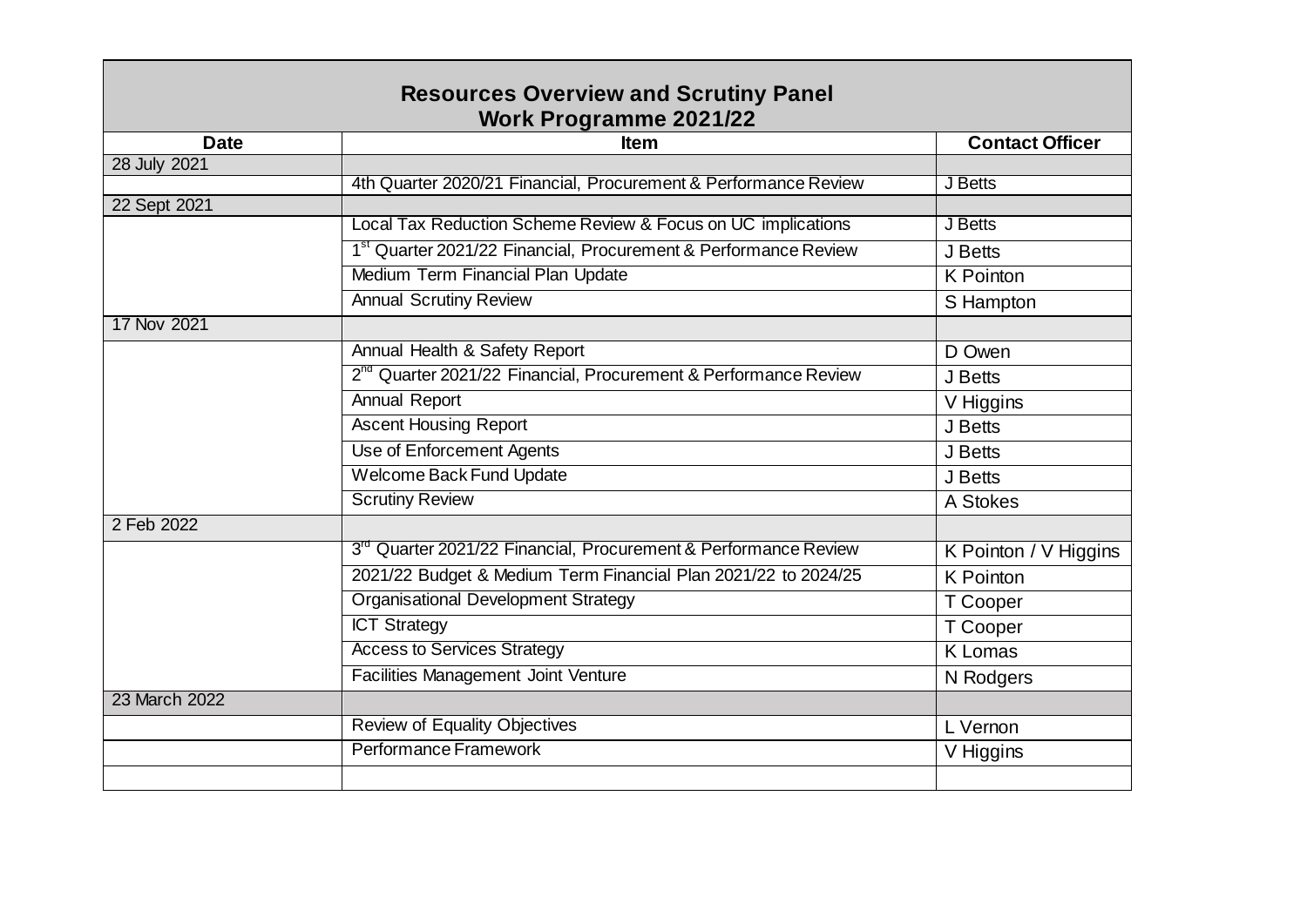## Resources Overview and Scrutiny Panel
## Work Programme 2021/22

| Date | Item | Contact Officer |
|---|---|---|
| 28 July 2021 | | |
| | 4th Quarter 2020/21 Financial, Procurement & Performance Review | J Betts |
| 22 Sept 2021 | | |
| | Local Tax Reduction Scheme Review & Focus on UC implications | J Betts |
| | 1st Quarter 2021/22 Financial, Procurement & Performance Review | J Betts |
| | Medium Term Financial Plan Update | K Pointon |
| | Annual Scrutiny Review | S Hampton |
| 17 Nov 2021 | | |
| | Annual Health & Safety Report | D Owen |
| | 2nd Quarter 2021/22 Financial, Procurement & Performance Review | J Betts |
| | Annual Report | V Higgins |
| | Ascent Housing Report | J Betts |
| | Use of Enforcement Agents | J Betts |
| | Welcome Back Fund Update | J Betts |
| | Scrutiny Review | A Stokes |
| 2 Feb 2022 | | |
| | 3rd Quarter 2021/22 Financial, Procurement & Performance Review | K Pointon / V Higgins |
| | 2021/22 Budget & Medium Term Financial Plan 2021/22 to 2024/25 | K Pointon |
| | Organisational Development Strategy | T Cooper |
| | ICT Strategy | T Cooper |
| | Access to Services Strategy | K Lomas |
| | Facilities Management Joint Venture | N Rodgers |
| 23 March 2022 | | |
| | Review of Equality Objectives | L Vernon |
| | Performance Framework | V Higgins |
| | | |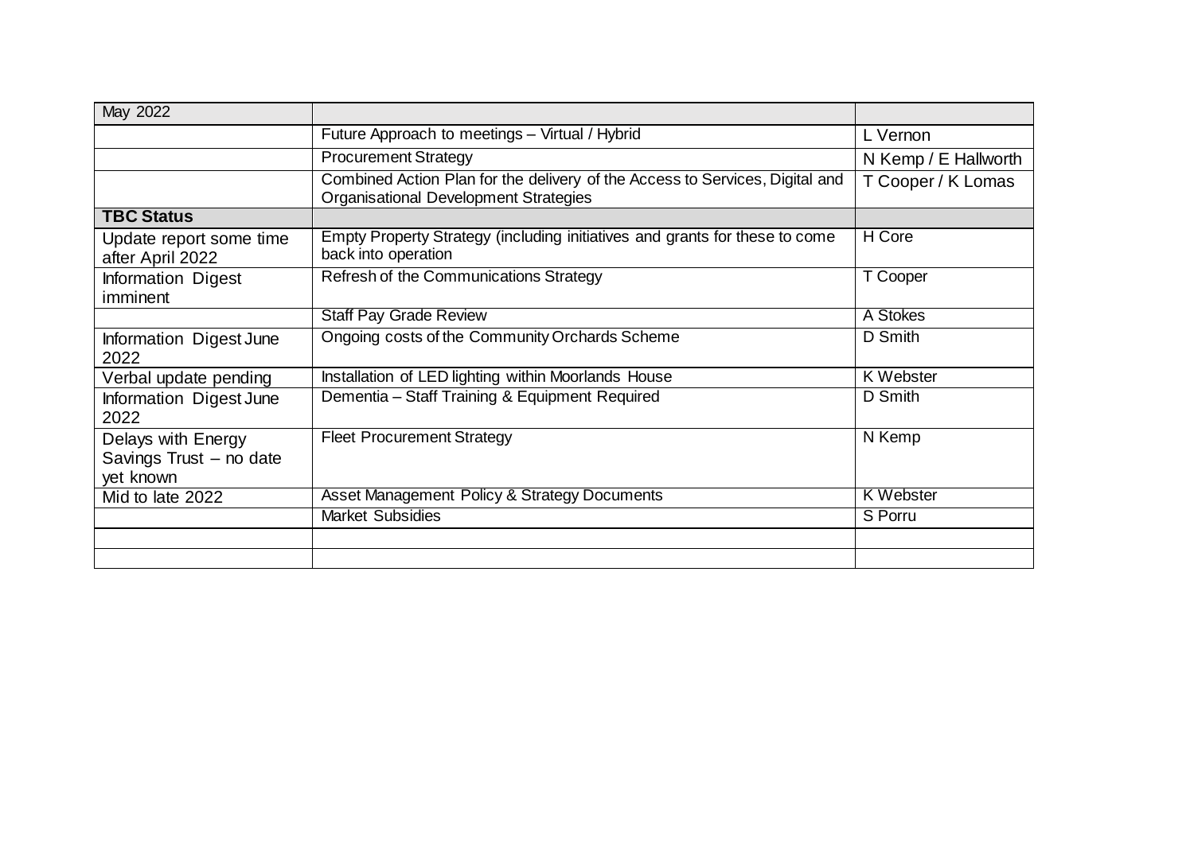| | | |
|---|---|---|
| May 2022 | | |
| | Future Approach to meetings – Virtual / Hybrid | L Vernon |
| | Procurement Strategy | N Kemp / E Hallworth |
| | Combined Action Plan for the delivery of the Access to Services, Digital and Organisational Development Strategies | T Cooper / K Lomas |
| **TBC Status** | | |
| Update report some time after April 2022 | Empty Property Strategy (including initiatives and grants for these to come back into operation | H Core |
| Information Digest imminent | Refresh of the Communications Strategy | T Cooper |
| | Staff Pay Grade Review | A Stokes |
| Information Digest June 2022 | Ongoing costs of the Community Orchards Scheme | D Smith |
| Verbal update pending | Installation of LED lighting within Moorlands House | K Webster |
| Information Digest June 2022 | Dementia – Staff Training & Equipment Required | D Smith |
| Delays with Energy Savings Trust – no date yet known | Fleet Procurement Strategy | N Kemp |
| Mid to late 2022 | Asset Management Policy & Strategy Documents | K Webster |
| | Market Subsidies | S Porru |
| | | |
| | | |